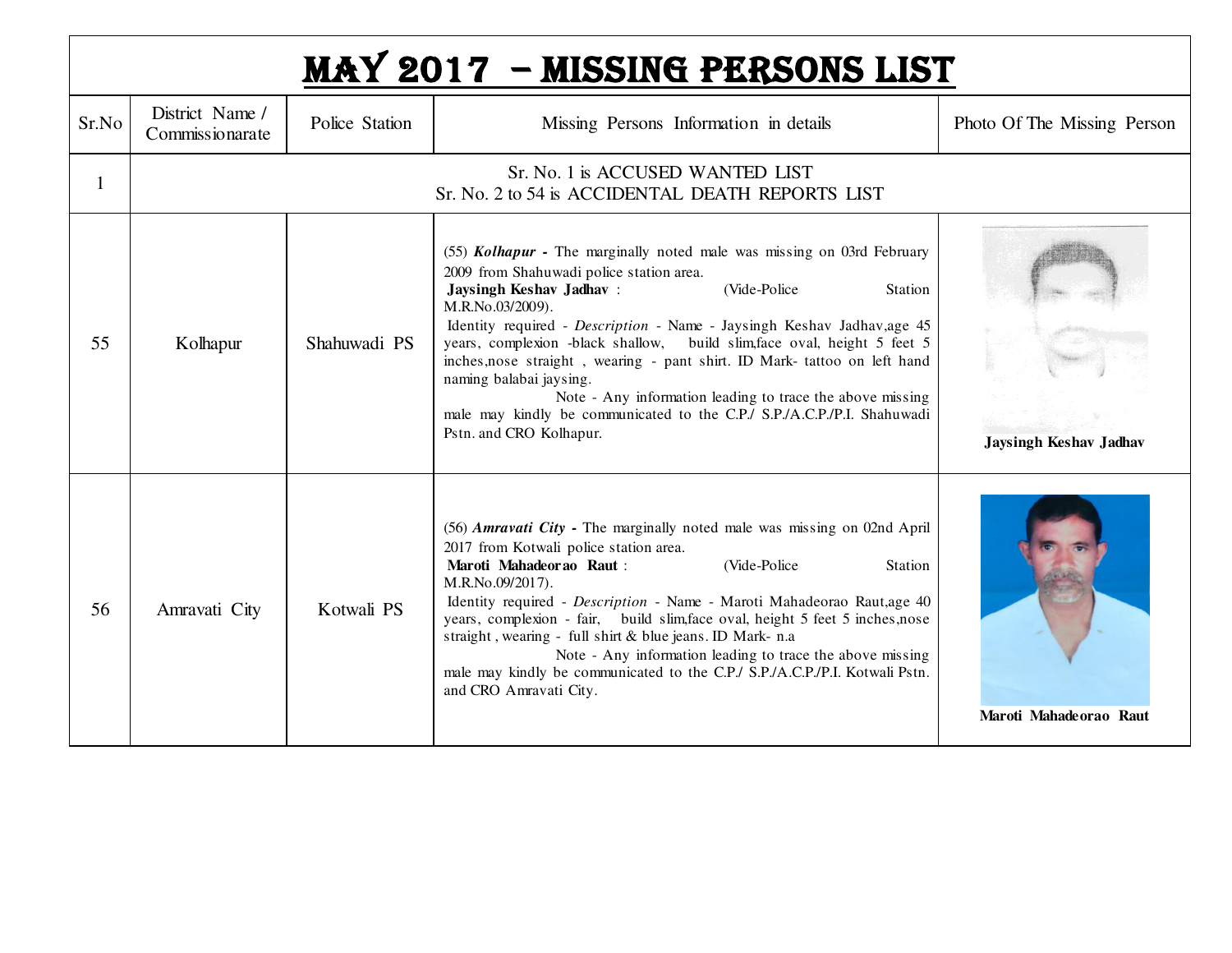# MAY 2017 – MISSING PERSONS LIST

| Sr.No | District Name / Commissionarate | Police Station | Missing Persons Information in details | Photo Of The Missing Person |
|---|---|---|---|---|
| 1 | Sr. No. 1 is ACCUSED WANTED LIST<br>Sr. No. 2 to 54 is ACCIDENTAL DEATH REPORTS LIST | | | |
| 55 | Kolhapur | Shahuwadi PS | (55) ***Kolhapur* -** The marginally noted male was missing on 03rd February 2009 from Shahuwadi police station area.<br>**Jaysingh Keshav Jadhav** : (Vide-Police Station M.R.No.03/2009).<br>Identity required - *Description* - Name - Jaysingh Keshav Jadhav,age 45 years, complexion -black shallow, build slim,face oval, height 5 feet 5 inches,nose straight , wearing - pant shirt. ID Mark- tattoo on left hand naming balabai jaysing.<br>Note - Any information leading to trace the above missing male may kindly be communicated to the C.P./ S.P./A.C.P./P.I. Shahuwadi Pstn. and CRO Kolhapur. | **Jaysingh Keshav Jadhav** |
| 56 | Amravati City | Kotwali PS | (56) ***Amravati City* -** The marginally noted male was missing on 02nd April 2017 from Kotwali police station area.<br>**Maroti Mahadeorao Raut** : (Vide-Police Station M.R.No.09/2017).<br>Identity required - *Description* - Name - Maroti Mahadeorao Raut,age 40 years, complexion - fair, build slim,face oval, height 5 feet 5 inches,nose straight , wearing - full shirt & blue jeans. ID Mark- n.a<br>Note - Any information leading to trace the above missing male may kindly be communicated to the C.P./ S.P./A.C.P./P.I. Kotwali Pstn. and CRO Amravati City. | **Maroti Mahadeorao Raut** |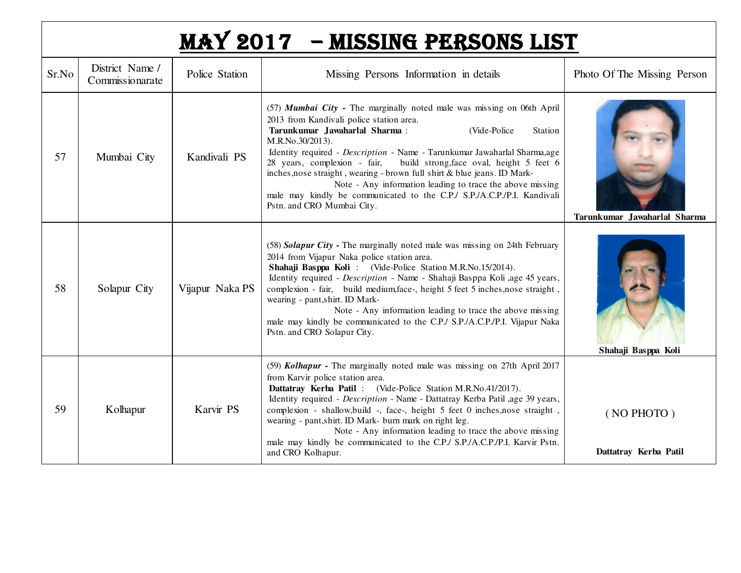# MAY 2017 – MISSING PERSONS LIST

| Sr.No | District Name / Commissionarate | Police Station | Missing Persons Information in details | Photo Of The Missing Person |
|---|---|---|---|---|
| 57 | Mumbai City | Kandivali PS | (57) ***Mumbai City*** **-** The marginally noted male was missing on 06th April 2013 from Kandivali police station area. **Tarunkumar Jawaharlal Sharma** : (Vide-Police Station M.R.No.30/2013). Identity required - *Description* - Name - Tarunkumar Jawaharlal Sharma,age 28 years, complexion - fair, build strong,face oval, height 5 feet 6 inches,nose straight , wearing - brown full shirt & blue jeans. ID Mark- Note - Any information leading to trace the above missing male may kindly be communicated to the C.P./ S.P./A.C.P./P.I. Kandivali Pstn. and CRO Mumbai City. | **Tarunkumar Jawaharlal Sharma** |
| 58 | Solapur City | Vijapur Naka PS | (58) ***Solapur City*** **-** The marginally noted male was missing on 24th February 2014 from Vijapur Naka police station area. **Shahaji Basppa Koli** : (Vide-Police Station M.R.No.15/2014). Identity required - *Description* - Name - Shahaji Basppa Koli ,age 45 years, complexion - fair, build medium,face-, height 5 feet 5 inches,nose straight , wearing - pant,shirt. ID Mark- Note - Any information leading to trace the above missing male may kindly be communicated to the C.P./ S.P./A.C.P./P.I. Vijapur Naka Pstn. and CRO Solapur City. | **Shahaji Basppa Koli** |
| 59 | Kolhapur | Karvir PS | (59) ***Kolhapur*** **-** The marginally noted male was missing on 27th April 2017 from Karvir police station area. **Dattatray Kerba Patil** : (Vide-Police Station M.R.No.41/2017). Identity required - *Description* - Name - Dattatray Kerba Patil ,age 39 years, complexion - shallow,build -, face-, height 5 feet 0 inches,nose straight , wearing - pant,shirt. ID Mark- burn mark on right leg. Note - Any information leading to trace the above missing male may kindly be communicated to the C.P./ S.P./A.C.P./P.I. Karvir Pstn. and CRO Kolhapur. | ( NO PHOTO ) **Dattatray Kerba Patil** |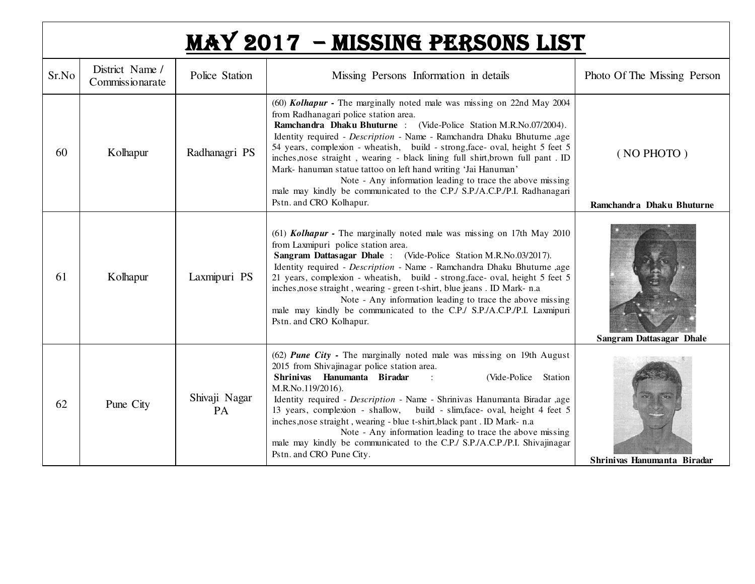# MAY 2017 – MISSING PERSONS LIST

| Sr.No | District Name / Commissionarate | Police Station | Missing Persons Information in details | Photo Of The Missing Person |
|---|---|---|---|---|
| 60 | Kolhapur | Radhanagri PS | (60) ***Kolhapur -*** The marginally noted male was missing on 22nd May 2004 from Radhanagari police station area. **Ramchandra Dhaku Bhuturne** : (Vide-Police Station M.R.No.07/2004). Identity required - *Description* - Name - Ramchandra Dhaku Bhuturne ,age 54 years, complexion - wheatish, build - strong,face- oval, height 5 feet 5 inches,nose straight , wearing - black lining full shirt,brown full pant . ID Mark- hanuman statue tattoo on left hand writing 'Jai Hanuman' Note - Any information leading to trace the above missing male may kindly be communicated to the C.P./ S.P./A.C.P./P.I. Radhanagari Pstn. and CRO Kolhapur. | ( NO PHOTO ) **Ramchandra Dhaku Bhuturne** |
| 61 | Kolhapur | Laxmipuri PS | (61) ***Kolhapur -*** The marginally noted male was missing on 17th May 2010 from Laxmipuri police station area. **Sangram Dattasagar Dhale** : (Vide-Police Station M.R.No.03/2017). Identity required - *Description* - Name - Ramchandra Dhaku Bhuturne ,age 21 years, complexion - wheatish, build - strong,face- oval, height 5 feet 5 inches,nose straight , wearing - green t-shirt, blue jeans . ID Mark- n.a Note - Any information leading to trace the above missing male may kindly be communicated to the C.P./ S.P./A.C.P./P.I. Laxmipuri Pstn. and CRO Kolhapur. | **Sangram Dattasagar Dhale** |
| 62 | Pune City | Shivaji Nagar PA | (62) ***Pune City -*** The marginally noted male was missing on 19th August 2015 from Shivajinagar police station area. **Shrinivas Hanumanta Biradar** : (Vide-Police Station M.R.No.119/2016). Identity required - *Description* - Name - Shrinivas Hanumanta Biradar ,age 13 years, complexion - shallow, build - slim,face- oval, height 4 feet 5 inches,nose straight , wearing - blue t-shirt,black pant . ID Mark- n.a Note - Any information leading to trace the above missing male may kindly be communicated to the C.P./ S.P./A.C.P./P.I. Shivajinagar Pstn. and CRO Pune City. | **Shrinivas Hanumanta Biradar** |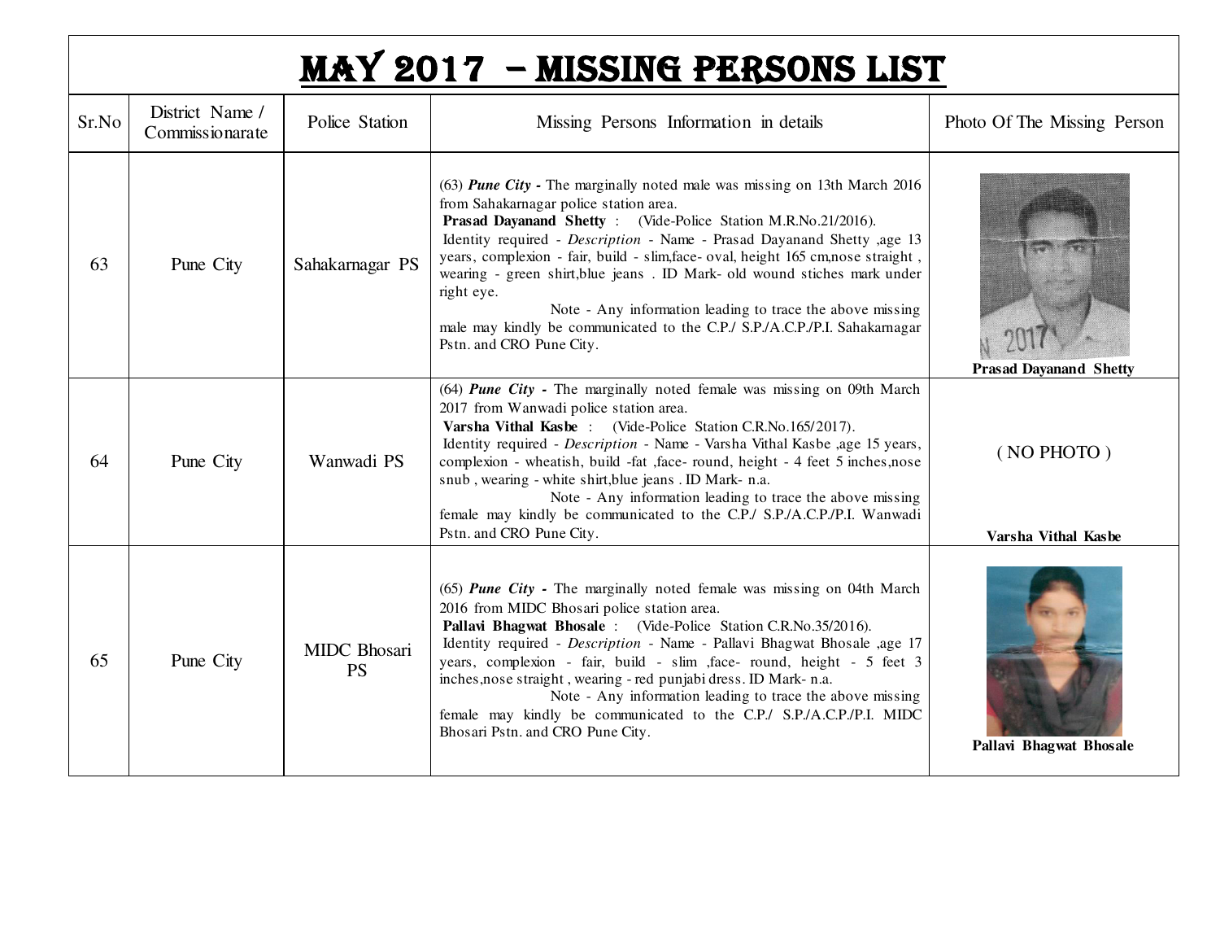# MAY 2017 – MISSING PERSONS LIST

| Sr.No | District Name / Commissionarate | Police Station | Missing Persons Information in details | Photo Of The Missing Person |
|---|---|---|---|---|
| 63 | Pune City | Sahakarnagar PS | (63) ***Pune City -*** The marginally noted male was missing on 13th March 2016 from Sahakarnagar police station area. **Prasad Dayanand Shetty** : (Vide-Police Station M.R.No.21/2016). Identity required - *Description* - Name - Prasad Dayanand Shetty ,age 13 years, complexion - fair, build - slim,face- oval, height 165 cm,nose straight , wearing - green shirt,blue jeans . ID Mark- old wound stiches mark under right eye. Note - Any information leading to trace the above missing male may kindly be communicated to the C.P./ S.P./A.C.P./P.I. Sahakarnagar Pstn. and CRO Pune City. | **Prasad Dayanand Shetty** |
| 64 | Pune City | Wanwadi PS | (64) ***Pune City -*** The marginally noted female was missing on 09th March 2017 from Wanwadi police station area. **Varsha Vithal Kasbe** : (Vide-Police Station C.R.No.165/2017). Identity required - *Description* - Name - Varsha Vithal Kasbe ,age 15 years, complexion - wheatish, build -fat ,face- round, height - 4 feet 5 inches,nose snub , wearing - white shirt,blue jeans . ID Mark- n.a. Note - Any information leading to trace the above missing female may kindly be communicated to the C.P./ S.P./A.C.P./P.I. Wanwadi Pstn. and CRO Pune City. | ( NO PHOTO ) **Varsha Vithal Kasbe** |
| 65 | Pune City | MIDC Bhosari PS | (65) ***Pune City -*** The marginally noted female was missing on 04th March 2016 from MIDC Bhosari police station area. **Pallavi Bhagwat Bhosale** : (Vide-Police Station C.R.No.35/2016). Identity required - *Description* - Name - Pallavi Bhagwat Bhosale ,age 17 years, complexion - fair, build - slim ,face- round, height - 5 feet 3 inches,nose straight , wearing - red punjabi dress. ID Mark- n.a. Note - Any information leading to trace the above missing female may kindly be communicated to the C.P./ S.P./A.C.P./P.I. MIDC Bhosari Pstn. and CRO Pune City. | **Pallavi Bhagwat Bhosale** |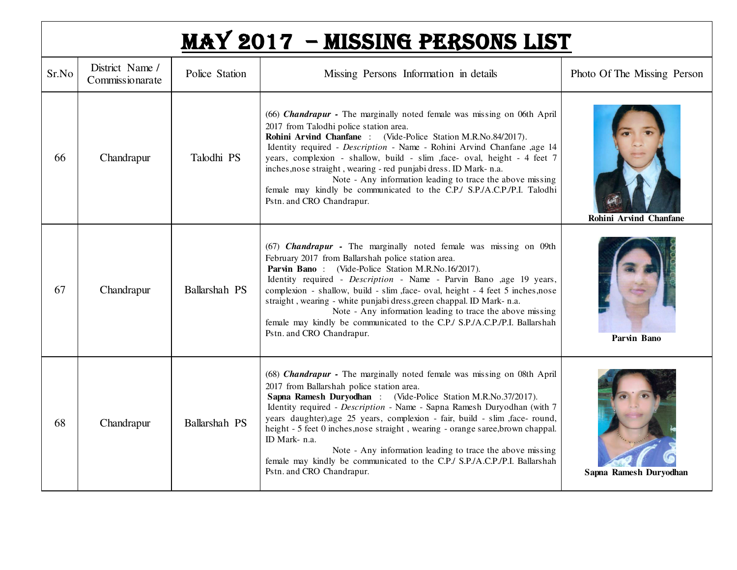# MAY 2017 – MISSING PERSONS LIST

| Sr.No | District Name / Commissionarate | Police Station | Missing Persons Information in details | Photo Of The Missing Person |
|---|---|---|---|---|
| 66 | Chandrapur | Talodhi PS | (66) ***Chandrapur -*** The marginally noted female was missing on 06th April 2017 from Talodhi police station area. **Rohini Arvind Chanfane** : (Vide-Police Station M.R.No.84/2017). Identity required - *Description* - Name - Rohini Arvind Chanfane ,age 14 years, complexion - shallow, build - slim ,face- oval, height - 4 feet 7 inches,nose straight , wearing - red punjabi dress. ID Mark- n.a. Note - Any information leading to trace the above missing female may kindly be communicated to the C.P./ S.P./A.C.P./P.I. Talodhi Pstn. and CRO Chandrapur. | **Rohini Arvind Chanfane** |
| 67 | Chandrapur | Ballarshah PS | (67) ***Chandrapur -*** The marginally noted female was missing on 09th February 2017 from Ballarshah police station area. **Parvin Bano** : (Vide-Police Station M.R.No.16/2017). Identity required - *Description* - Name - Parvin Bano ,age 19 years, complexion - shallow, build - slim ,face- oval, height - 4 feet 5 inches,nose straight , wearing - white punjabi dress,green chappal. ID Mark- n.a. Note - Any information leading to trace the above missing female may kindly be communicated to the C.P./ S.P./A.C.P./P.I. Ballarshah Pstn. and CRO Chandrapur. | **Parvin Bano** |
| 68 | Chandrapur | Ballarshah PS | (68) ***Chandrapur -*** The marginally noted female was missing on 08th April 2017 from Ballarshah police station area. **Sapna Ramesh Duryodhan** : (Vide-Police Station M.R.No.37/2017). Identity required - *Description* - Name - Sapna Ramesh Duryodhan (with 7 years daughter),age 25 years, complexion - fair, build - slim ,face- round, height - 5 feet 0 inches,nose straight , wearing - orange saree,brown chappal. ID Mark- n.a. Note - Any information leading to trace the above missing female may kindly be communicated to the C.P./ S.P./A.C.P./P.I. Ballarshah Pstn. and CRO Chandrapur. | **Sapna Ramesh Duryodhan** |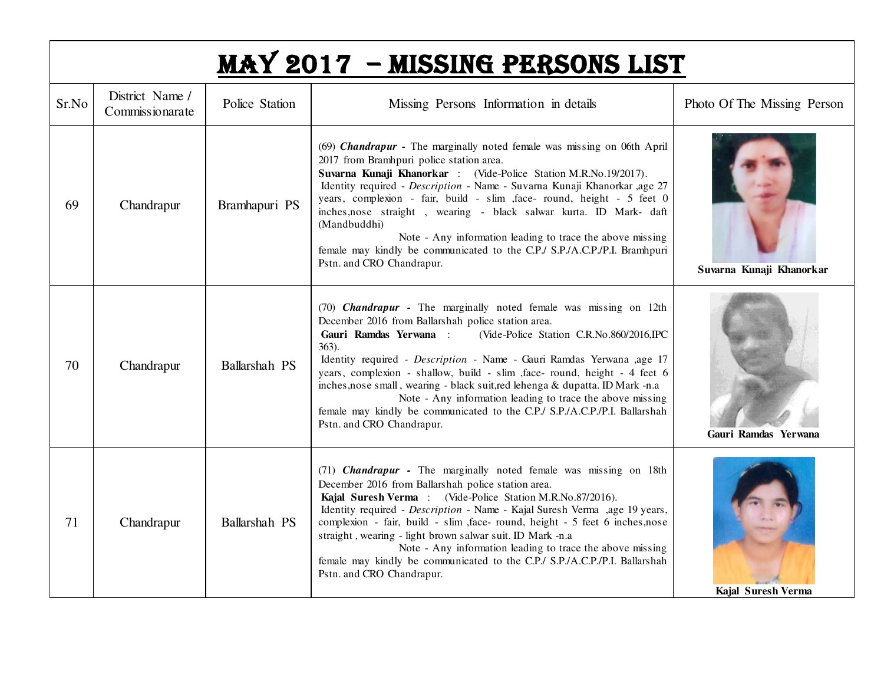# MAY 2017 – MISSING PERSONS LIST

| Sr.No | District Name / Commissionarate | Police Station | Missing Persons Information in details | Photo Of The Missing Person |
|---|---|---|---|---|
| 69 | Chandrapur | Bramhapuri PS | (69) ***Chandrapur -*** The marginally noted female was missing on 06th April 2017 from Bramhpuri police station area. **Suvarna Kunaji Khanorkar** : (Vide-Police Station M.R.No.19/2017). Identity required - *Description* - Name - Suvarna Kunaji Khanorkar ,age 27 years, complexion - fair, build - slim ,face- round, height - 5 feet 0 inches,nose straight , wearing - black salwar kurta. ID Mark- daft (Mandbuddhi) Note - Any information leading to trace the above missing female may kindly be communicated to the C.P./ S.P./A.C.P./P.I. Bramhpuri Pstn. and CRO Chandrapur. | **Suvarna Kunaji Khanorkar** |
| 70 | Chandrapur | Ballarshah PS | (70) ***Chandrapur -*** The marginally noted female was missing on 12th December 2016 from Ballarshah police station area. **Gauri Ramdas Yerwana** : (Vide-Police Station C.R.No.860/2016,IPC 363). Identity required - *Description* - Name - Gauri Ramdas Yerwana ,age 17 years, complexion - shallow, build - slim ,face- round, height - 4 feet 6 inches,nose small , wearing - black suit,red lehenga & dupatta. ID Mark -n.a Note - Any information leading to trace the above missing female may kindly be communicated to the C.P./ S.P./A.C.P./P.I. Ballarshah Pstn. and CRO Chandrapur. | **Gauri Ramdas Yerwana** |
| 71 | Chandrapur | Ballarshah PS | (71) ***Chandrapur -*** The marginally noted female was missing on 18th December 2016 from Ballarshah police station area. **Kajal Suresh Verma** : (Vide-Police Station M.R.No.87/2016). Identity required - *Description* - Name - Kajal Suresh Verma ,age 19 years, complexion - fair, build - slim ,face- round, height - 5 feet 6 inches,nose straight , wearing - light brown salwar suit. ID Mark -n.a Note - Any information leading to trace the above missing female may kindly be communicated to the C.P./ S.P./A.C.P./P.I. Ballarshah Pstn. and CRO Chandrapur. | **Kajal Suresh Verma** |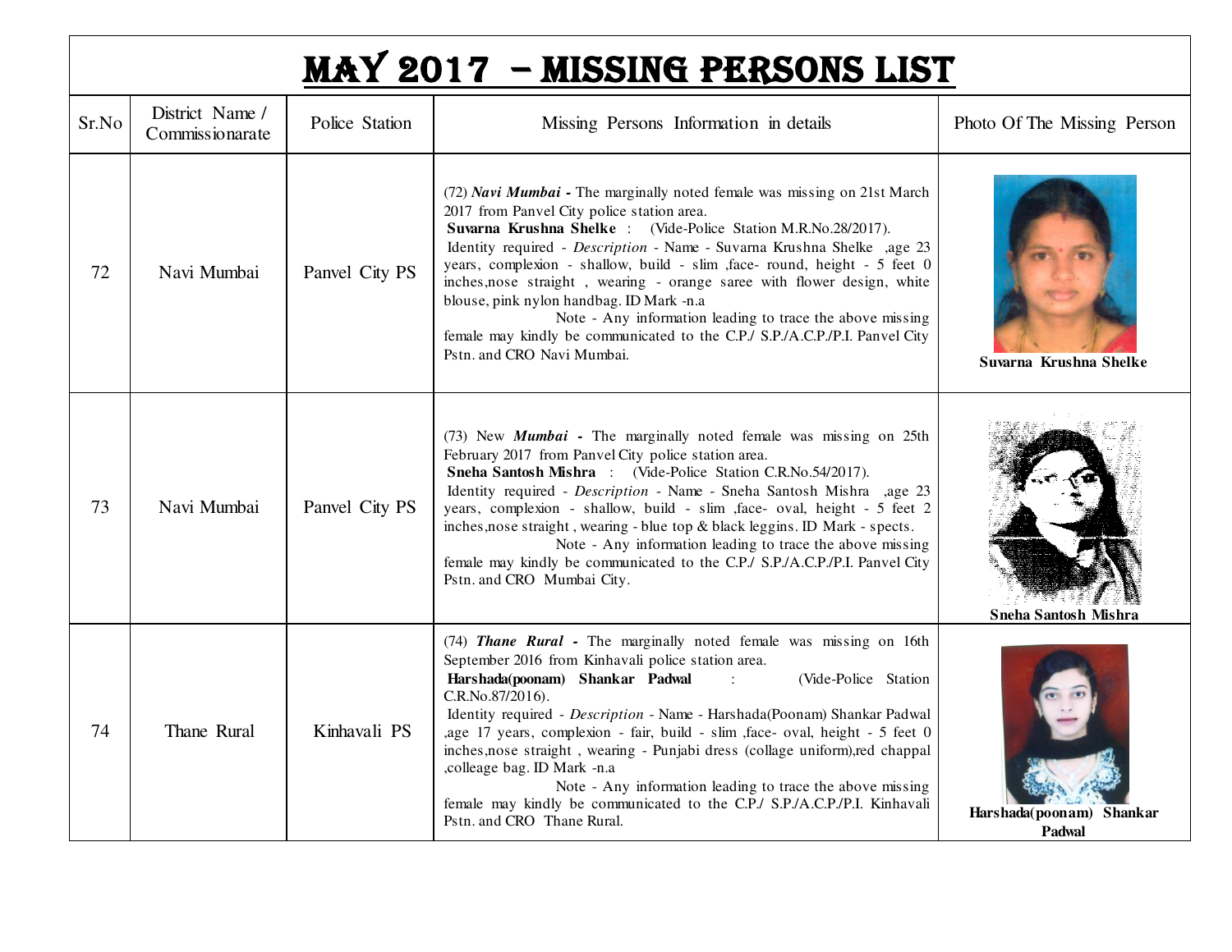# MAY 2017 – MISSING PERSONS LIST

| Sr.No | District Name / Commissionarate | Police Station | Missing Persons Information in details | Photo Of The Missing Person |
|---|---|---|---|---|
| 72 | Navi Mumbai | Panvel City PS | (72) ***Navi Mumbai*** **-** The marginally noted female was missing on 21st March 2017 from Panvel City police station area. **Suvarna Krushna Shelke** : (Vide-Police Station M.R.No.28/2017). Identity required - *Description* - Name - Suvarna Krushna Shelke ,age 23 years, complexion - shallow, build - slim ,face- round, height - 5 feet 0 inches,nose straight , wearing - orange saree with flower design, white blouse, pink nylon handbag. ID Mark -n.a Note - Any information leading to trace the above missing female may kindly be communicated to the C.P./ S.P./A.C.P./P.I. Panvel City Pstn. and CRO Navi Mumbai. | **Suvarna Krushna Shelke** |
| 73 | Navi Mumbai | Panvel City PS | (73) New ***Mumbai*** **-** The marginally noted female was missing on 25th February 2017 from Panvel City police station area. **Sneha Santosh Mishra** : (Vide-Police Station C.R.No.54/2017). Identity required - *Description* - Name - Sneha Santosh Mishra ,age 23 years, complexion - shallow, build - slim ,face- oval, height - 5 feet 2 inches,nose straight , wearing - blue top & black leggins. ID Mark - spects. Note - Any information leading to trace the above missing female may kindly be communicated to the C.P./ S.P./A.C.P./P.I. Panvel City Pstn. and CRO Mumbai City. | **Sneha Santosh Mishra** |
| 74 | Thane Rural | Kinhavali PS | (74) ***Thane Rural*** **-** The marginally noted female was missing on 16th September 2016 from Kinhavali police station area. **Harshada(poonam) Shankar Padwal** : (Vide-Police Station C.R.No.87/2016). Identity required - *Description* - Name - Harshada(Poonam) Shankar Padwal ,age 17 years, complexion - fair, build - slim ,face- oval, height - 5 feet 0 inches,nose straight , wearing - Punjabi dress (collage uniform),red chappal ,colleage bag. ID Mark -n.a Note - Any information leading to trace the above missing female may kindly be communicated to the C.P./ S.P./A.C.P./P.I. Kinhavali Pstn. and CRO Thane Rural. | **Harshada(poonam) Shankar Padwal** |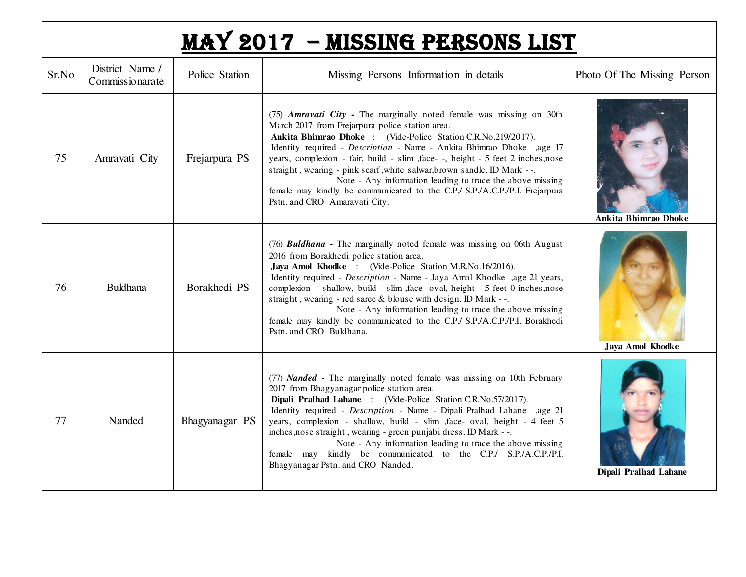# MAY 2017 – MISSING PERSONS LIST

| Sr.No | District Name / Commissionarate | Police Station | Missing Persons Information in details | Photo Of The Missing Person |
|---|---|---|---|---|
| 75 | Amravati City | Frejarpura PS | (75) ***Amravati City -*** The marginally noted female was missing on 30th March 2017 from Frejarpura police station area. **Ankita Bhimrao Dhoke** : (Vide-Police Station C.R.No.219/2017). Identity required - *Description* - Name - Ankita Bhimrao Dhoke ,age 17 years, complexion - fair, build - slim ,face- -, height - 5 feet 2 inches,nose straight , wearing - pink scarf ,white salwar,brown sandle. ID Mark - -. Note - Any information leading to trace the above missing female may kindly be communicated to the C.P./ S.P./A.C.P./P.I. Frejarpura Pstn. and CRO Amaravati City. | **Ankita Bhimrao Dhoke** |
| 76 | Buldhana | Borakhedi PS | (76) ***Buldhana -*** The marginally noted female was missing on 06th August 2016 from Borakhedi police station area. **Jaya Amol Khodke** : (Vide-Police Station M.R.No.16/2016). Identity required - *Description* - Name - Jaya Amol Khodke ,age 21 years, complexion - shallow, build - slim ,face- oval, height - 5 feet 0 inches,nose straight , wearing - red saree & blouse with design. ID Mark - -. Note - Any information leading to trace the above missing female may kindly be communicated to the C.P./ S.P./A.C.P./P.I. Borakhedi Pstn. and CRO Buldhana. | **Jaya Amol Khodke** |
| 77 | Nanded | Bhagyanagar PS | (77) ***Nanded -*** The marginally noted female was missing on 10th February 2017 from Bhagyanagar police station area. **Dipali Pralhad Lahane** : (Vide-Police Station C.R.No.57/2017). Identity required - *Description* - Name - Dipali Pralhad Lahane ,age 21 years, complexion - shallow, build - slim ,face- oval, height - 4 feet 5 inches,nose straight , wearing - green punjabi dress. ID Mark - -. Note - Any information leading to trace the above missing female may kindly be communicated to the C.P./ S.P./A.C.P./P.I. Bhagyanagar Pstn. and CRO Nanded. | **Dipali Pralhad Lahane** |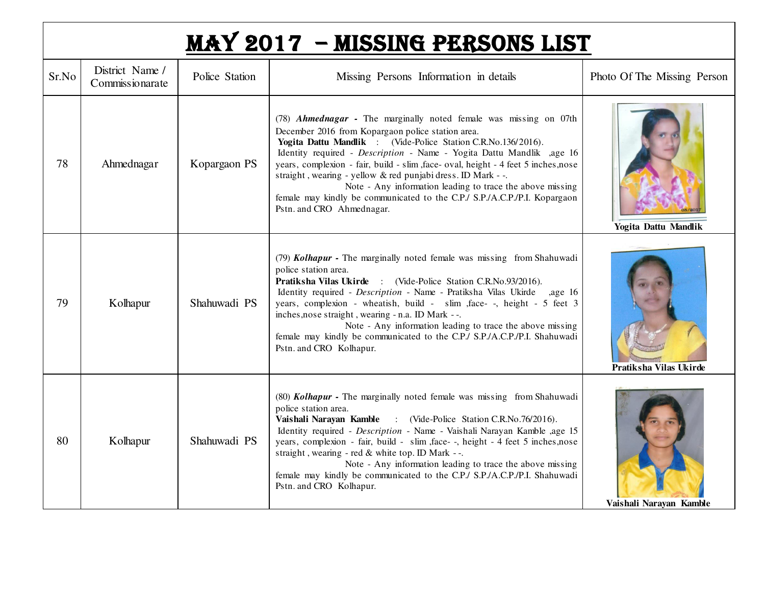# MAY 2017 – MISSING PERSONS LIST

| Sr.No | District Name / Commissionarate | Police Station | Missing Persons Information in details | Photo Of The Missing Person |
|---|---|---|---|---|
| 78 | Ahmednagar | Kopargaon PS | (78) ***Ahmednagar -*** The marginally noted female was missing on 07th December 2016 from Kopargaon police station area. **Yogita Dattu Mandlik** : (Vide-Police Station C.R.No.136/2016). Identity required - *Description* - Name - Yogita Dattu Mandlik ,age 16 years, complexion - fair, build - slim ,face- oval, height - 4 feet 5 inches,nose straight , wearing - yellow & red punjabi dress. ID Mark - -. Note - Any information leading to trace the above missing female may kindly be communicated to the C.P./ S.P./A.C.P./P.I. Kopargaon Pstn. and CRO Ahmednagar. | **Yogita Dattu Mandlik** |
| 79 | Kolhapur | Shahuwadi PS | (79) ***Kolhapur -*** The marginally noted female was missing from Shahuwadi police station area. **Pratiksha Vilas Ukirde** : (Vide-Police Station C.R.No.93/2016). Identity required - *Description* - Name - Pratiksha Vilas Ukirde ,age 16 years, complexion - wheatish, build - slim ,face- -, height - 5 feet 3 inches,nose straight , wearing - n.a. ID Mark - -. Note - Any information leading to trace the above missing female may kindly be communicated to the C.P./ S.P./A.C.P./P.I. Shahuwadi Pstn. and CRO Kolhapur. | **Pratiksha Vilas Ukirde** |
| 80 | Kolhapur | Shahuwadi PS | (80) ***Kolhapur -*** The marginally noted female was missing from Shahuwadi police station area. **Vaishali Narayan Kamble** : (Vide-Police Station C.R.No.76/2016). Identity required - *Description* - Name - Vaishali Narayan Kamble ,age 15 years, complexion - fair, build - slim ,face- -, height - 4 feet 5 inches,nose straight , wearing - red & white top. ID Mark - -. Note - Any information leading to trace the above missing female may kindly be communicated to the C.P./ S.P./A.C.P./P.I. Shahuwadi Pstn. and CRO Kolhapur. | **Vaishali Narayan Kamble** |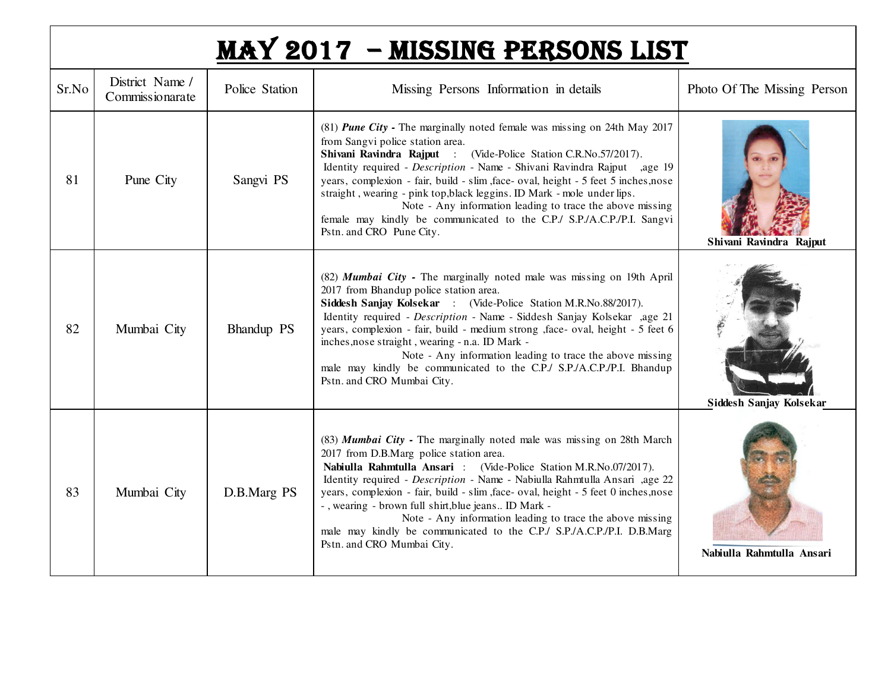# MAY 2017 – MISSING PERSONS LIST

| Sr.No | District Name / Commissionarate | Police Station | Missing Persons Information in details | Photo Of The Missing Person |
|---|---|---|---|---|
| 81 | Pune City | Sangvi PS | (81) ***Pune City*** **-** The marginally noted female was missing on 24th May 2017 from Sangvi police station area. **Shivani Ravindra Rajput** : (Vide-Police Station C.R.No.57/2017). Identity required - *Description* - Name - Shivani Ravindra Rajput ,age 19 years, complexion - fair, build - slim ,face- oval, height - 5 feet 5 inches,nose straight , wearing - pink top,black leggins. ID Mark - mole under lips. Note - Any information leading to trace the above missing female may kindly be communicated to the C.P./ S.P./A.C.P./P.I. Sangvi Pstn. and CRO Pune City. | **Shivani Ravindra Rajput** |
| 82 | Mumbai City | Bhandup PS | (82) ***Mumbai City*** **-** The marginally noted male was missing on 19th April 2017 from Bhandup police station area. **Siddesh Sanjay Kolsekar** : (Vide-Police Station M.R.No.88/2017). Identity required - *Description* - Name - Siddesh Sanjay Kolsekar ,age 21 years, complexion - fair, build - medium strong ,face- oval, height - 5 feet 6 inches,nose straight , wearing - n.a. ID Mark - Note - Any information leading to trace the above missing male may kindly be communicated to the C.P./ S.P./A.C.P./P.I. Bhandup Pstn. and CRO Mumbai City. | **Siddesh Sanjay Kolsekar** |
| 83 | Mumbai City | D.B.Marg PS | (83) ***Mumbai City*** **-** The marginally noted male was missing on 28th March 2017 from D.B.Marg police station area. **Nabiulla Rahmtulla Ansari** : (Vide-Police Station M.R.No.07/2017). Identity required - *Description* - Name - Nabiulla Rahmtulla Ansari ,age 22 years, complexion - fair, build - slim ,face- oval, height - 5 feet 0 inches,nose - , wearing - brown full shirt,blue jeans.. ID Mark - Note - Any information leading to trace the above missing male may kindly be communicated to the C.P./ S.P./A.C.P./P.I. D.B.Marg Pstn. and CRO Mumbai City. | **Nabiulla Rahmtulla Ansari** |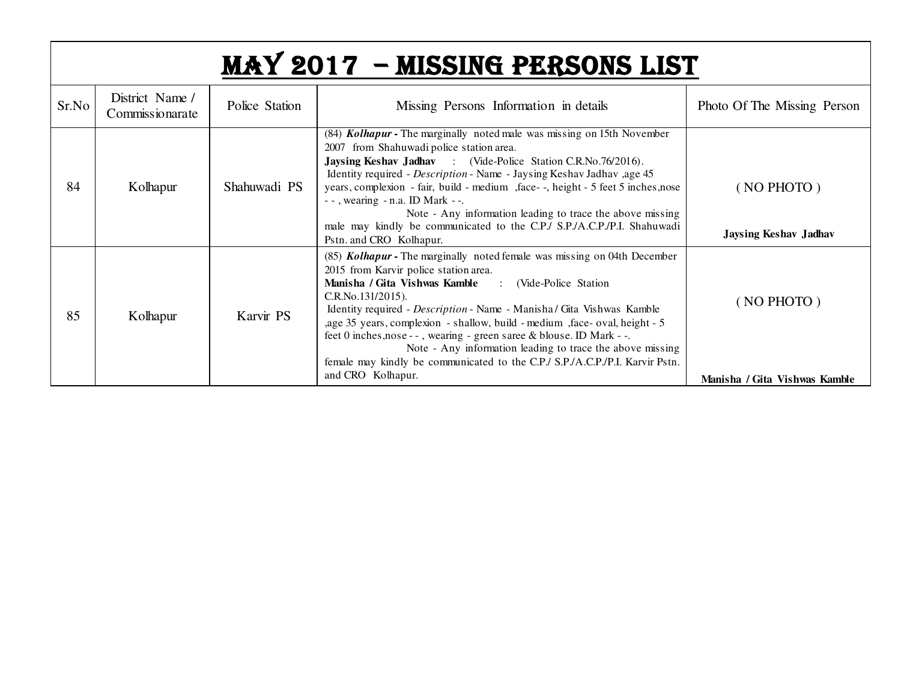# MAY 2017 – MISSING PERSONS LIST

| Sr.No | District Name / Commissionarate | Police Station | Missing Persons Information in details | Photo Of The Missing Person |
|---|---|---|---|---|
| 84 | Kolhapur | Shahuwadi PS | (84) ***Kolhapur -*** The marginally noted male was missing on 15th November 2007 from Shahuwadi police station area. **Jaysing Keshav Jadhav** : (Vide-Police Station C.R.No.76/2016). Identity required - *Description* - Name - Jaysing Keshav Jadhav ,age 45 years, complexion - fair, build - medium ,face- -, height - 5 feet 5 inches,nose - - , wearing - n.a. ID Mark - -. Note - Any information leading to trace the above missing male may kindly be communicated to the C.P./ S.P./A.C.P./P.I. Shahuwadi Pstn. and CRO Kolhapur. | ( NO PHOTO ) **Jaysing Keshav Jadhav** |
| 85 | Kolhapur | Karvir PS | (85) ***Kolhapur -*** The marginally noted female was missing on 04th December 2015 from Karvir police station area. **Manisha / Gita Vishwas Kamble** : (Vide-Police Station C.R.No.131/2015). Identity required - *Description* - Name - Manisha / Gita Vishwas Kamble ,age 35 years, complexion - shallow, build - medium ,face- oval, height - 5 feet 0 inches,nose - - , wearing - green saree & blouse. ID Mark - -. Note - Any information leading to trace the above missing female may kindly be communicated to the C.P./ S.P./A.C.P./P.I. Karvir Pstn. and CRO Kolhapur. | ( NO PHOTO ) **Manisha / Gita Vishwas Kamble** |